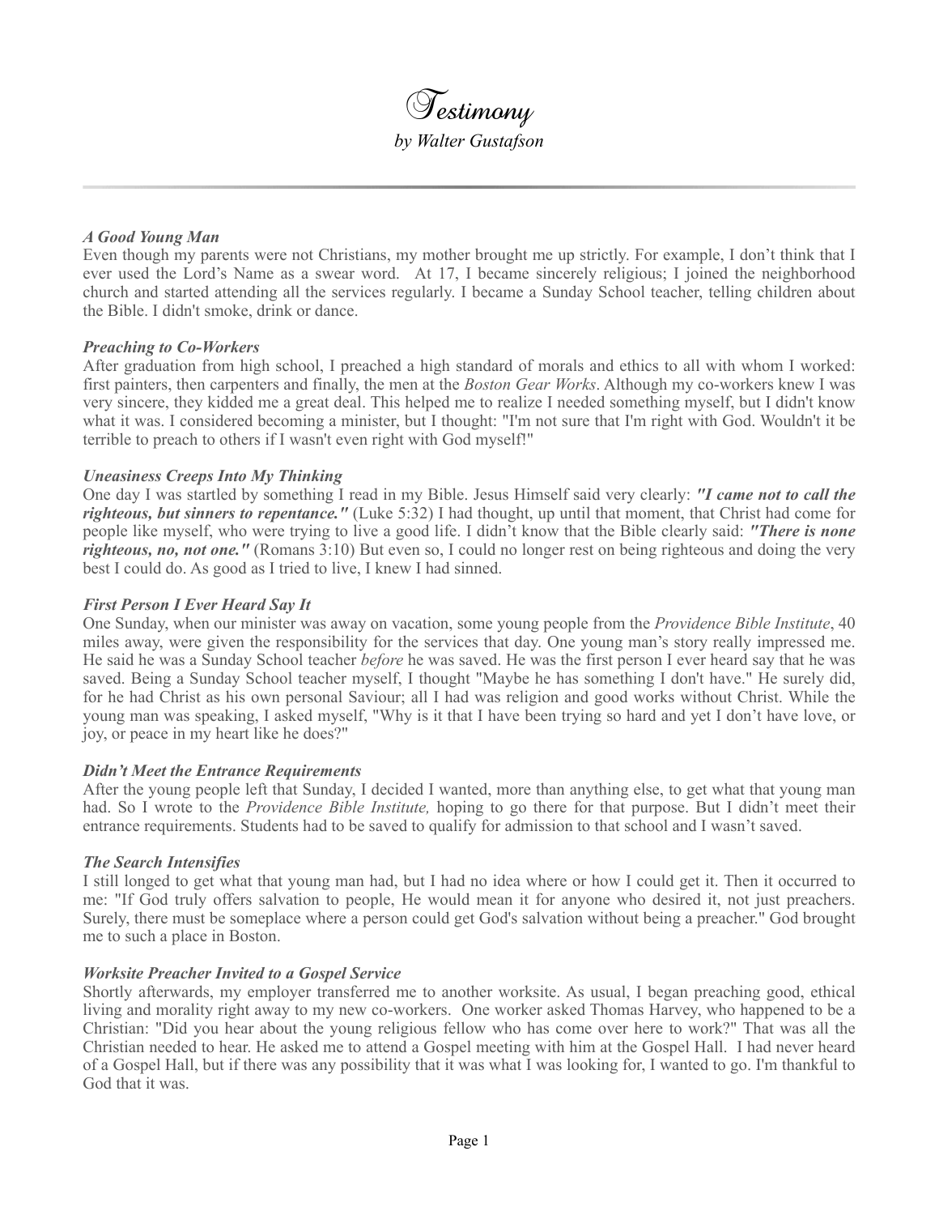# *Testimony*

*by Walter Gustafson*

---

***A Good Young Man***

Even though my parents were not Christians, my mother brought me up strictly. For example, I don't think that I ever used the Lord's Name as a swear word. At 17, I became sincerely religious; I joined the neighborhood church and started attending all the services regularly. I became a Sunday School teacher, telling children about the Bible. I didn't smoke, drink or dance.

***Preaching to Co-Workers***

After graduation from high school, I preached a high standard of morals and ethics to all with whom I worked: first painters, then carpenters and finally, the men at the *Boston Gear Works*. Although my co-workers knew I was very sincere, they kidded me a great deal. This helped me to realize I needed something myself, but I didn't know what it was. I considered becoming a minister, but I thought: "I'm not sure that I'm right with God. Wouldn't it be terrible to preach to others if I wasn't even right with God myself!"

***Uneasiness Creeps Into My Thinking***

One day I was startled by something I read in my Bible. Jesus Himself said very clearly: ***"I came not to call the righteous, but sinners to repentance."*** (Luke 5:32) I had thought, up until that moment, that Christ had come for people like myself, who were trying to live a good life. I didn't know that the Bible clearly said: ***"There is none righteous, no, not one."*** (Romans 3:10) But even so, I could no longer rest on being righteous and doing the very best I could do. As good as I tried to live, I knew I had sinned.

***First Person I Ever Heard Say It***

One Sunday, when our minister was away on vacation, some young people from the *Providence Bible Institute*, 40 miles away, were given the responsibility for the services that day. One young man's story really impressed me. He said he was a Sunday School teacher *before* he was saved. He was the first person I ever heard say that he was saved. Being a Sunday School teacher myself, I thought "Maybe he has something I don't have." He surely did, for he had Christ as his own personal Saviour; all I had was religion and good works without Christ. While the young man was speaking, I asked myself, "Why is it that I have been trying so hard and yet I don't have love, or joy, or peace in my heart like he does?"

***Didn't Meet the Entrance Requirements***

After the young people left that Sunday, I decided I wanted, more than anything else, to get what that young man had. So I wrote to the *Providence Bible Institute,* hoping to go there for that purpose. But I didn't meet their entrance requirements. Students had to be saved to qualify for admission to that school and I wasn't saved.

***The Search Intensifies***

I still longed to get what that young man had, but I had no idea where or how I could get it. Then it occurred to me: "If God truly offers salvation to people, He would mean it for anyone who desired it, not just preachers. Surely, there must be someplace where a person could get God's salvation without being a preacher." God brought me to such a place in Boston.

***Worksite Preacher Invited to a Gospel Service***

Shortly afterwards, my employer transferred me to another worksite. As usual, I began preaching good, ethical living and morality right away to my new co-workers. One worker asked Thomas Harvey, who happened to be a Christian: "Did you hear about the young religious fellow who has come over here to work?" That was all the Christian needed to hear. He asked me to attend a Gospel meeting with him at the Gospel Hall. I had never heard of a Gospel Hall, but if there was any possibility that it was what I was looking for, I wanted to go. I'm thankful to God that it was.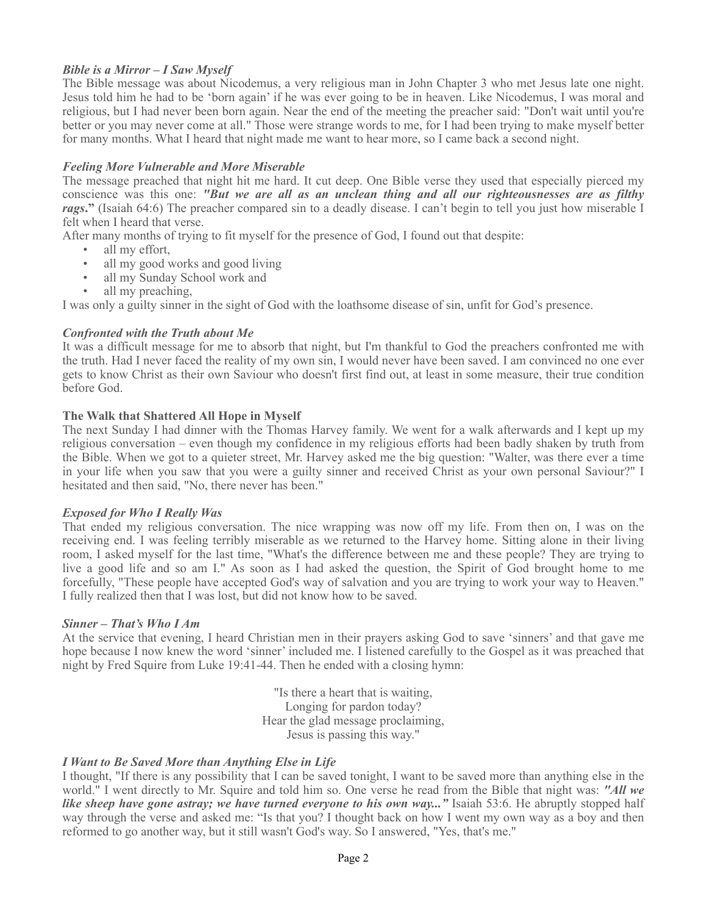***Bible is a Mirror – I Saw Myself***

The Bible message was about Nicodemus, a very religious man in John Chapter 3 who met Jesus late one night. Jesus told him he had to be 'born again' if he was ever going to be in heaven. Like Nicodemus, I was moral and religious, but I had never been born again. Near the end of the meeting the preacher said: "Don't wait until you're better or you may never come at all." Those were strange words to me, for I had been trying to make myself better for many months. What I heard that night made me want to hear more, so I came back a second night.

***Feeling More Vulnerable and More Miserable***

The message preached that night hit me hard. It cut deep. One Bible verse they used that especially pierced my conscience was this one: ***"But we are all as an unclean thing and all our righteousnesses are as filthy rags*."** (Isaiah 64:6) The preacher compared sin to a deadly disease. I can't begin to tell you just how miserable I felt when I heard that verse.

After many months of trying to fit myself for the presence of God, I found out that despite:

- all my effort,
- all my good works and good living
- all my Sunday School work and
- all my preaching,

I was only a guilty sinner in the sight of God with the loathsome disease of sin, unfit for God's presence.

***Confronted with the Truth about Me***

It was a difficult message for me to absorb that night, but I'm thankful to God the preachers confronted me with the truth. Had I never faced the reality of my own sin, I would never have been saved. I am convinced no one ever gets to know Christ as their own Saviour who doesn't first find out, at least in some measure, their true condition before God.

**The Walk that Shattered All Hope in Myself**

The next Sunday I had dinner with the Thomas Harvey family. We went for a walk afterwards and I kept up my religious conversation – even though my confidence in my religious efforts had been badly shaken by truth from the Bible. When we got to a quieter street, Mr. Harvey asked me the big question: "Walter, was there ever a time in your life when you saw that you were a guilty sinner and received Christ as your own personal Saviour?" I hesitated and then said, "No, there never has been."

***Exposed for Who I Really Was***

That ended my religious conversation. The nice wrapping was now off my life. From then on, I was on the receiving end. I was feeling terribly miserable as we returned to the Harvey home. Sitting alone in their living room, I asked myself for the last time, "What's the difference between me and these people? They are trying to live a good life and so am I." As soon as I had asked the question, the Spirit of God brought home to me forcefully, "These people have accepted God's way of salvation and you are trying to work your way to Heaven." I fully realized then that I was lost, but did not know how to be saved.

***Sinner – That's Who I Am***

At the service that evening, I heard Christian men in their prayers asking God to save 'sinners' and that gave me hope because I now knew the word 'sinner' included me. I listened carefully to the Gospel as it was preached that night by Fred Squire from Luke 19:41-44. Then he ended with a closing hymn:

"Is there a heart that is waiting,
Longing for pardon today?
Hear the glad message proclaiming,
Jesus is passing this way."

***I Want to Be Saved More than Anything Else in Life***

I thought, "If there is any possibility that I can be saved tonight, I want to be saved more than anything else in the world." I went directly to Mr. Squire and told him so. One verse he read from the Bible that night was: ***"All we like sheep have gone astray; we have turned everyone to his own way..."*** Isaiah 53:6. He abruptly stopped half way through the verse and asked me: "Is that you? I thought back on how I went my own way as a boy and then reformed to go another way, but it still wasn't God's way. So I answered, "Yes, that's me."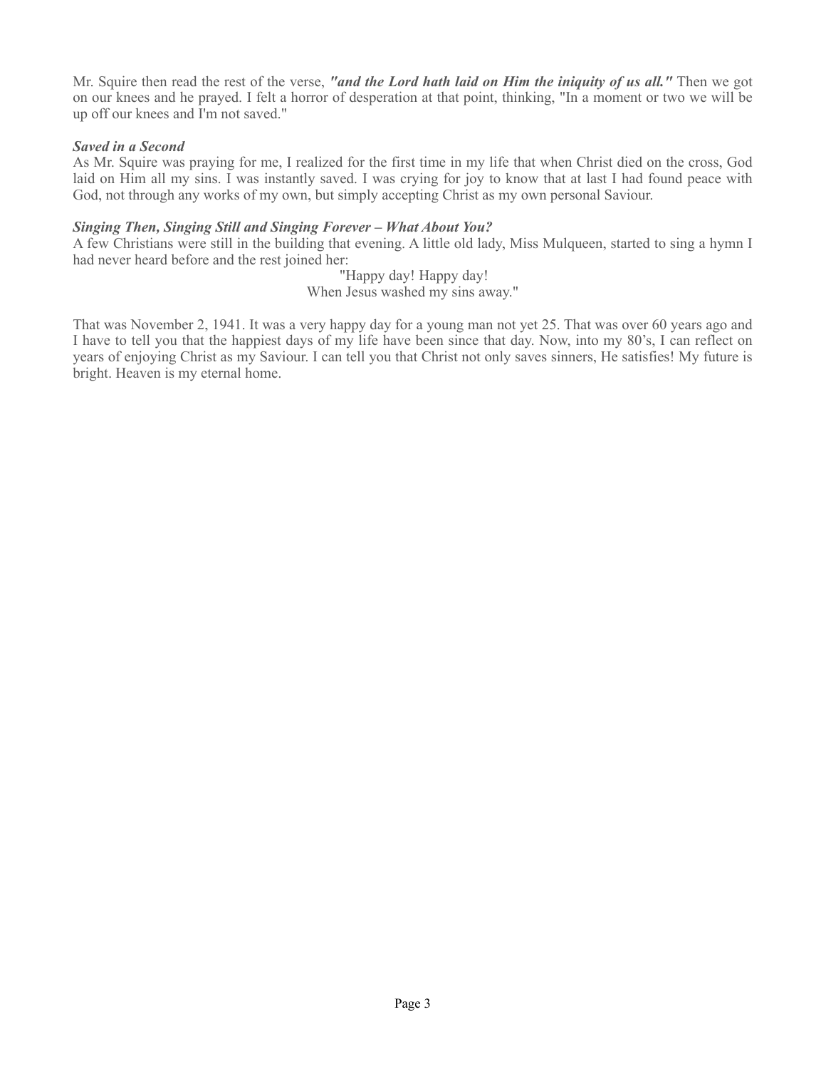Mr. Squire then read the rest of the verse, ***"and the Lord hath laid on Him the iniquity of us all."*** Then we got on our knees and he prayed. I felt a horror of desperation at that point, thinking, "In a moment or two we will be up off our knees and I'm not saved."

***Saved in a Second***

As Mr. Squire was praying for me, I realized for the first time in my life that when Christ died on the cross, God laid on Him all my sins. I was instantly saved. I was crying for joy to know that at last I had found peace with God, not through any works of my own, but simply accepting Christ as my own personal Saviour.

***Singing Then, Singing Still and Singing Forever – What About You?***

A few Christians were still in the building that evening. A little old lady, Miss Mulqueen, started to sing a hymn I had never heard before and the rest joined her:

"Happy day! Happy day!
When Jesus washed my sins away."

That was November 2, 1941. It was a very happy day for a young man not yet 25. That was over 60 years ago and I have to tell you that the happiest days of my life have been since that day. Now, into my 80's, I can reflect on years of enjoying Christ as my Saviour. I can tell you that Christ not only saves sinners, He satisfies! My future is bright. Heaven is my eternal home.